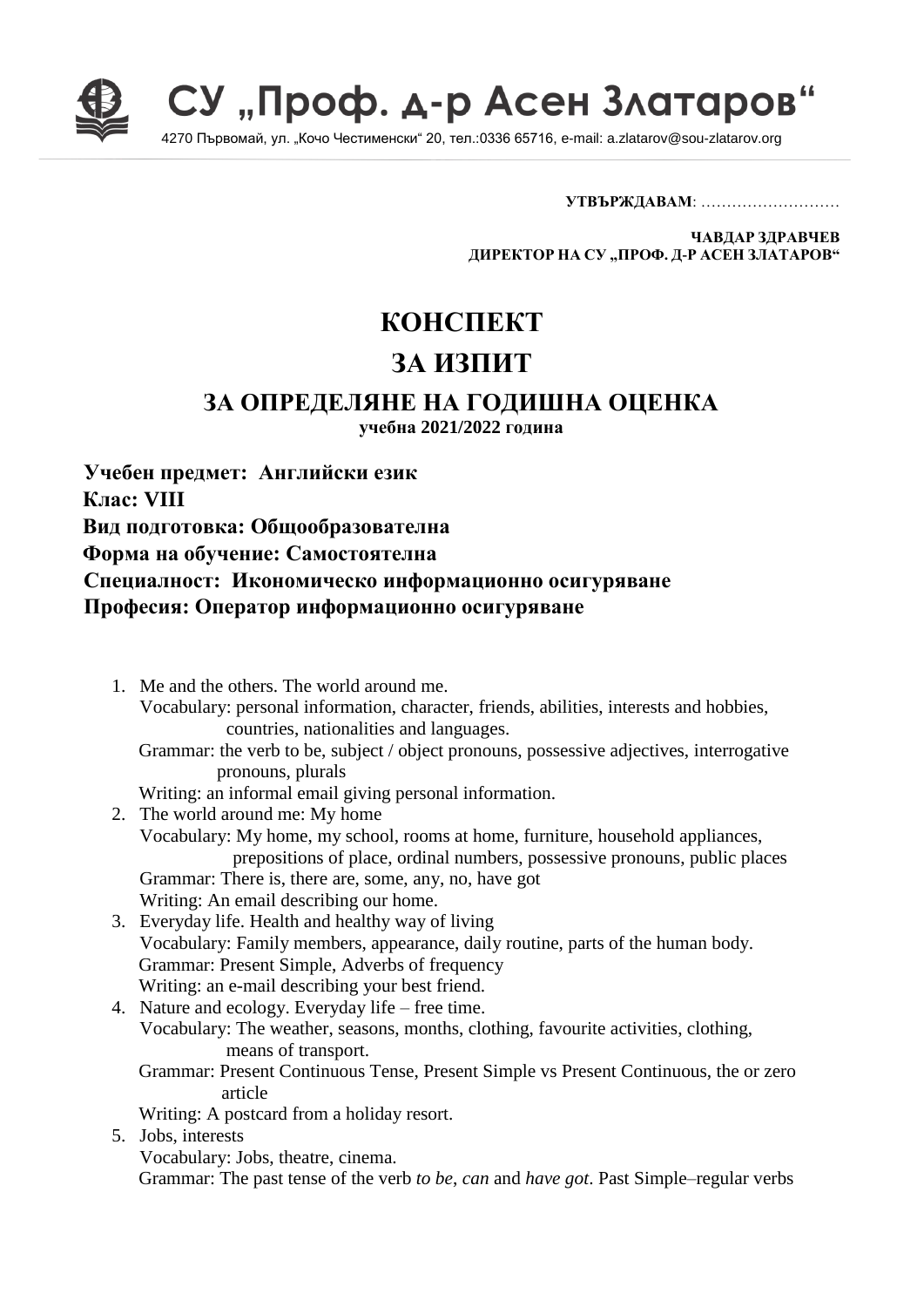# СУ „Проф. д-р Асен Златаров“

4270 Първомай, ул. „Кочо Честименски“ 20, тел.:0336 65716, e-mail: a.zlatarov@sou-zlatarov.org

**УТВЪРЖДАВАМ**: ………………………

**ЧАВДАР ЗДРАВЧЕВ**
**ДИРЕКТОР НА СУ „ПРОФ. Д-Р АСЕН ЗЛАТАРОВ“**

# КОНСПЕКТ
# ЗА ИЗПИТ
## ЗА ОПРЕДЕЛЯНЕ НА ГОДИШНА ОЦЕНКА
**учебна 2021/2022 година**

**Учебен предмет: Английски език**
**Клас: VIII**
**Вид подготовка: Общообразователна**
**Форма на обучение: Самостоятелна**
**Специалност: Икономическо информационно осигуряване**
**Професия: Оператор информационно осигуряване**

1. Me and the others. The world around me.
   Vocabulary: personal information, character, friends, abilities, interests and hobbies, countries, nationalities and languages.
   Grammar: the verb to be, subject / object pronouns, possessive adjectives, interrogative pronouns, plurals
   Writing: an informal email giving personal information.
2. The world around me: My home
   Vocabulary: My home, my school, rooms at home, furniture, household appliances, prepositions of place, ordinal numbers, possessive pronouns, public places
   Grammar: There is, there are, some, any, no, have got
   Writing: An email describing our home.
3. Everyday life. Health and healthy way of living
   Vocabulary: Family members, appearance, daily routine, parts of the human body.
   Grammar: Present Simple, Adverbs of frequency
   Writing: an e-mail describing your best friend.
4. Nature and ecology. Everyday life – free time.
   Vocabulary: The weather, seasons, months, clothing, favourite activities, clothing, means of transport.
   Grammar: Present Continuous Tense, Present Simple vs Present Continuous, the or zero article
   Writing: A postcard from a holiday resort.
5. Jobs, interests
   Vocabulary: Jobs, theatre, cinema.
   Grammar: The past tense of the verb *to be*, *can* and *have got*. Past Simple–regular verbs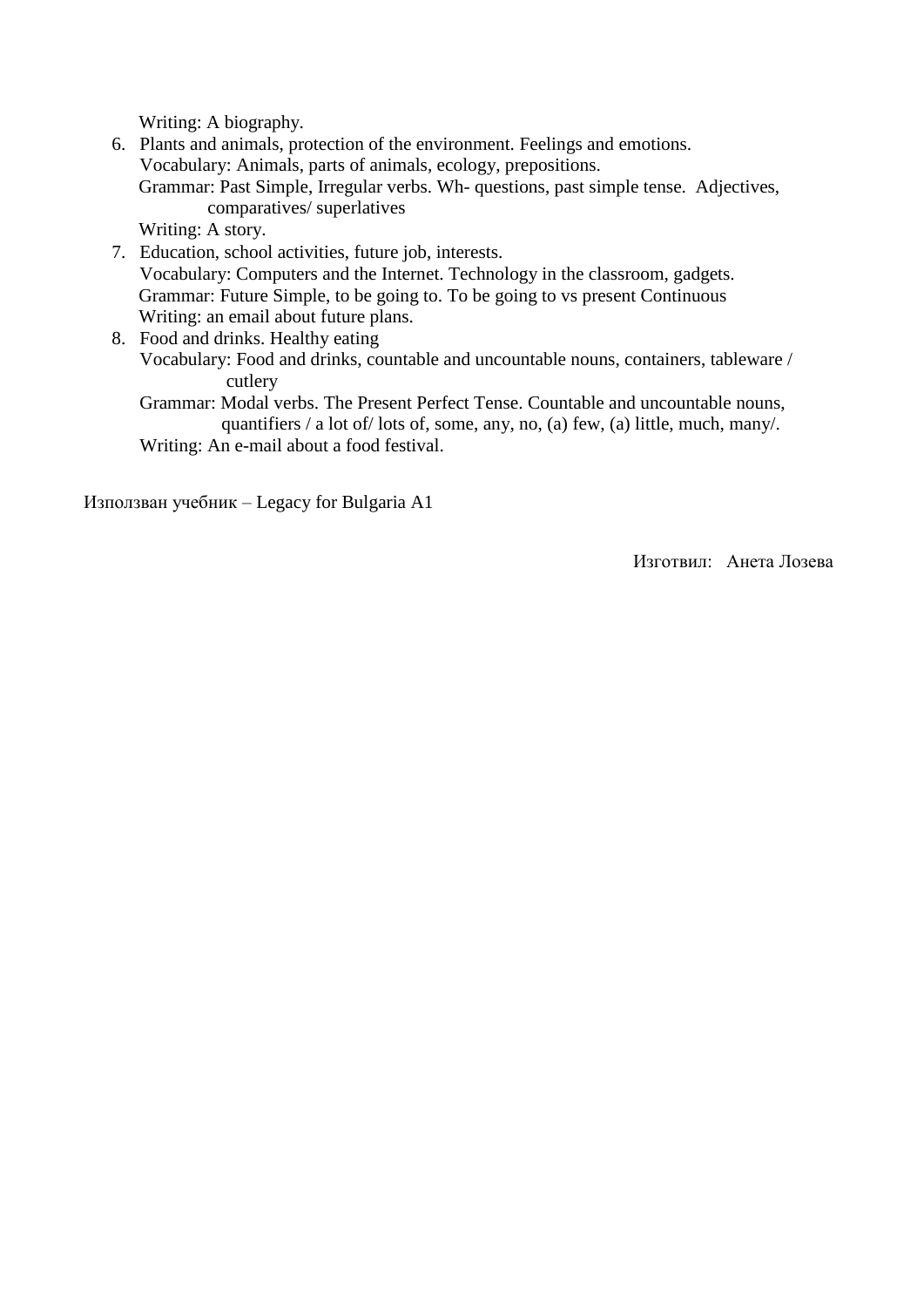Writing: A biography.

6. Plants and animals, protection of the environment. Feelings and emotions.
   Vocabulary: Animals, parts of animals, ecology, prepositions.
   Grammar: Past Simple, Irregular verbs. Wh- questions, past simple tense. Adjectives, comparatives/ superlatives
   Writing: A story.
7. Education, school activities, future job, interests.
   Vocabulary: Computers and the Internet. Technology in the classroom, gadgets.
   Grammar: Future Simple, to be going to. To be going to vs present Continuous
   Writing: an email about future plans.
8. Food and drinks. Healthy eating
   Vocabulary: Food and drinks, countable and uncountable nouns, containers, tableware / cutlery
   Grammar: Modal verbs. The Present Perfect Tense. Countable and uncountable nouns, quantifiers / a lot of/ lots of, some, any, no, (a) few, (a) little, much, many/.
   Writing: An e-mail about a food festival.

Използван учебник – Legacy for Bulgaria A1

Изготвил: Анета Лозева